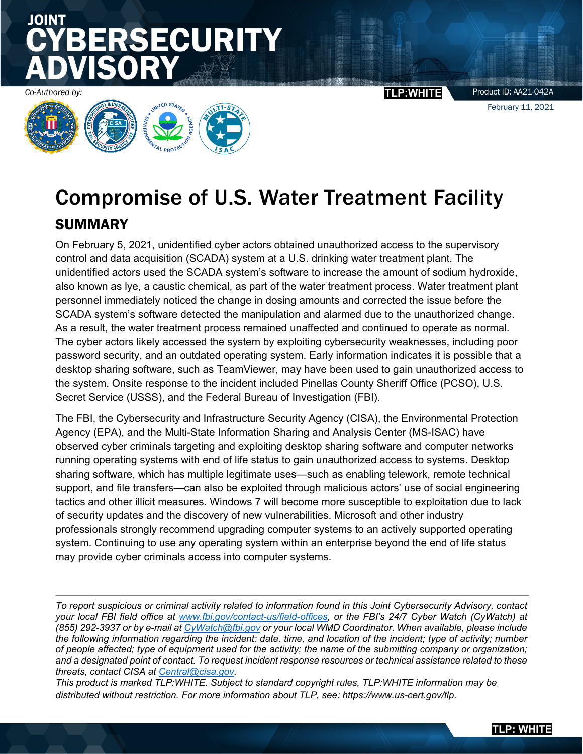# JOINT CYBERSECURITY ADVISORY

*Co-Authored by:*

TLP:WHITE

Product ID: AA21-042A

February 11, 2021

# Compromise of U.S. Water Treatment Facility

## SUMMARY

On February 5, 2021, unidentified cyber actors obtained unauthorized access to the supervisory control and data acquisition (SCADA) system at a U.S. drinking water treatment plant. The unidentified actors used the SCADA system's software to increase the amount of sodium hydroxide, also known as lye, a caustic chemical, as part of the water treatment process. Water treatment plant personnel immediately noticed the change in dosing amounts and corrected the issue before the SCADA system's software detected the manipulation and alarmed due to the unauthorized change. As a result, the water treatment process remained unaffected and continued to operate as normal. The cyber actors likely accessed the system by exploiting cybersecurity weaknesses, including poor password security, and an outdated operating system. Early information indicates it is possible that a desktop sharing software, such as TeamViewer, may have been used to gain unauthorized access to the system. Onsite response to the incident included Pinellas County Sheriff Office (PCSO), U.S. Secret Service (USSS), and the Federal Bureau of Investigation (FBI).

The FBI, the Cybersecurity and Infrastructure Security Agency (CISA), the Environmental Protection Agency (EPA), and the Multi-State Information Sharing and Analysis Center (MS-ISAC) have observed cyber criminals targeting and exploiting desktop sharing software and computer networks running operating systems with end of life status to gain unauthorized access to systems. Desktop sharing software, which has multiple legitimate uses—such as enabling telework, remote technical support, and file transfers—can also be exploited through malicious actors' use of social engineering tactics and other illicit measures. Windows 7 will become more susceptible to exploitation due to lack of security updates and the discovery of new vulnerabilities. Microsoft and other industry professionals strongly recommend upgrading computer systems to an actively supported operating system. Continuing to use any operating system within an enterprise beyond the end of life status may provide cyber criminals access into computer systems.

---

*To report suspicious or criminal activity related to information found in this Joint Cybersecurity Advisory, contact your local FBI field office at [www.fbi.gov/contact-us/field-offices](www.fbi.gov/contact-us/field-offices), or the FBI's 24/7 Cyber Watch (CyWatch) at (855) 292-3937 or by e-mail at [CyWatch@fbi.gov](mailto:CyWatch@fbi.gov) or your local WMD Coordinator. When available, please include the following information regarding the incident: date, time, and location of the incident; type of activity; number of people affected; type of equipment used for the activity; the name of the submitting company or organization; and a designated point of contact. To request incident response resources or technical assistance related to these threats, contact CISA at [Central@cisa.gov](mailto:Central@cisa.gov).*

*This product is marked TLP:WHITE. Subject to standard copyright rules, TLP:WHITE information may be distributed without restriction. For more information about TLP, see: https://www.us-cert.gov/tlp.*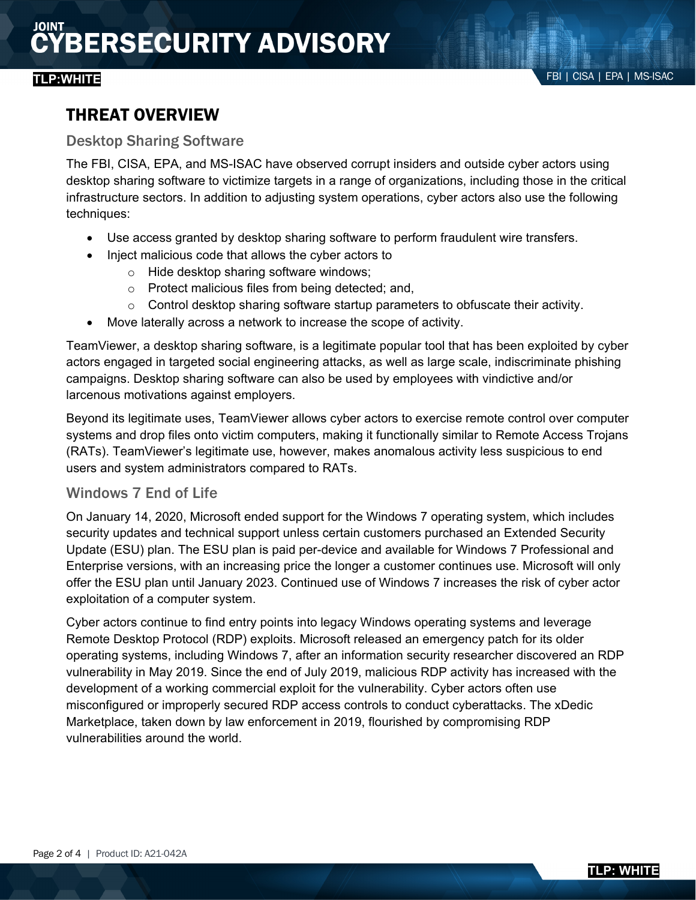## THREAT OVERVIEW

### Desktop Sharing Software

The FBI, CISA, EPA, and MS-ISAC have observed corrupt insiders and outside cyber actors using desktop sharing software to victimize targets in a range of organizations, including those in the critical infrastructure sectors. In addition to adjusting system operations, cyber actors also use the following techniques:

- Use access granted by desktop sharing software to perform fraudulent wire transfers.
- Inject malicious code that allows the cyber actors to
  - Hide desktop sharing software windows;
  - Protect malicious files from being detected; and,
  - Control desktop sharing software startup parameters to obfuscate their activity.
- Move laterally across a network to increase the scope of activity.

TeamViewer, a desktop sharing software, is a legitimate popular tool that has been exploited by cyber actors engaged in targeted social engineering attacks, as well as large scale, indiscriminate phishing campaigns. Desktop sharing software can also be used by employees with vindictive and/or larcenous motivations against employers.

Beyond its legitimate uses, TeamViewer allows cyber actors to exercise remote control over computer systems and drop files onto victim computers, making it functionally similar to Remote Access Trojans (RATs). TeamViewer's legitimate use, however, makes anomalous activity less suspicious to end users and system administrators compared to RATs.

### Windows 7 End of Life

On January 14, 2020, Microsoft ended support for the Windows 7 operating system, which includes security updates and technical support unless certain customers purchased an Extended Security Update (ESU) plan. The ESU plan is paid per-device and available for Windows 7 Professional and Enterprise versions, with an increasing price the longer a customer continues use. Microsoft will only offer the ESU plan until January 2023. Continued use of Windows 7 increases the risk of cyber actor exploitation of a computer system.

Cyber actors continue to find entry points into legacy Windows operating systems and leverage Remote Desktop Protocol (RDP) exploits. Microsoft released an emergency patch for its older operating systems, including Windows 7, after an information security researcher discovered an RDP vulnerability in May 2019. Since the end of July 2019, malicious RDP activity has increased with the development of a working commercial exploit for the vulnerability. Cyber actors often use misconfigured or improperly secured RDP access controls to conduct cyberattacks. The xDedic Marketplace, taken down by law enforcement in 2019, flourished by compromising RDP vulnerabilities around the world.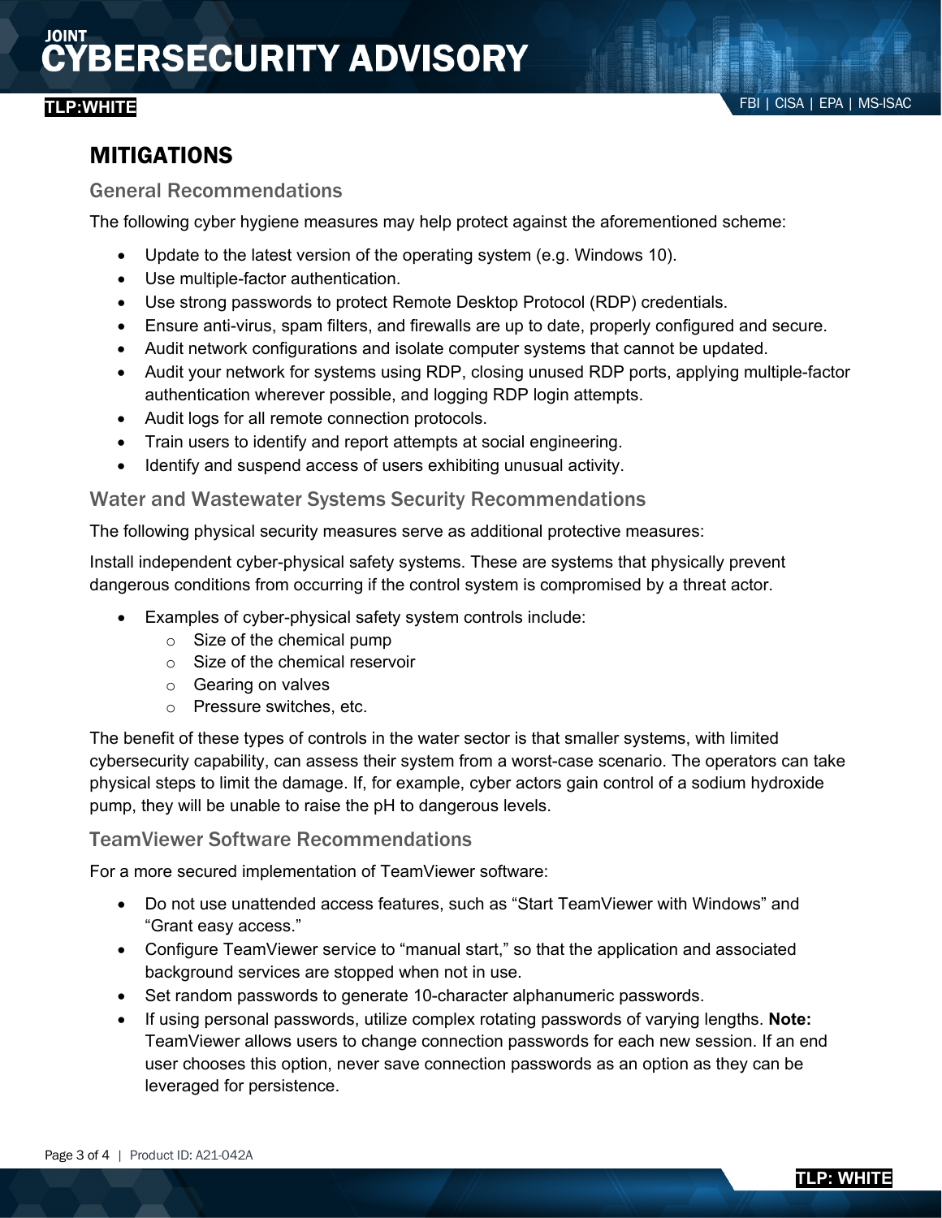# MITIGATIONS

## General Recommendations

The following cyber hygiene measures may help protect against the aforementioned scheme:

- Update to the latest version of the operating system (e.g. Windows 10).
- Use multiple-factor authentication.
- Use strong passwords to protect Remote Desktop Protocol (RDP) credentials.
- Ensure anti-virus, spam filters, and firewalls are up to date, properly configured and secure.
- Audit network configurations and isolate computer systems that cannot be updated.
- Audit your network for systems using RDP, closing unused RDP ports, applying multiple-factor authentication wherever possible, and logging RDP login attempts.
- Audit logs for all remote connection protocols.
- Train users to identify and report attempts at social engineering.
- Identify and suspend access of users exhibiting unusual activity.

## Water and Wastewater Systems Security Recommendations

The following physical security measures serve as additional protective measures:

Install independent cyber-physical safety systems. These are systems that physically prevent dangerous conditions from occurring if the control system is compromised by a threat actor.

- Examples of cyber-physical safety system controls include:
  - Size of the chemical pump
  - Size of the chemical reservoir
  - Gearing on valves
  - Pressure switches, etc.

The benefit of these types of controls in the water sector is that smaller systems, with limited cybersecurity capability, can assess their system from a worst-case scenario. The operators can take physical steps to limit the damage. If, for example, cyber actors gain control of a sodium hydroxide pump, they will be unable to raise the pH to dangerous levels.

## TeamViewer Software Recommendations

For a more secured implementation of TeamViewer software:

- Do not use unattended access features, such as “Start TeamViewer with Windows” and “Grant easy access.”
- Configure TeamViewer service to “manual start,” so that the application and associated background services are stopped when not in use.
- Set random passwords to generate 10-character alphanumeric passwords.
- If using personal passwords, utilize complex rotating passwords of varying lengths. **Note:** TeamViewer allows users to change connection passwords for each new session. If an end user chooses this option, never save connection passwords as an option as they can be leveraged for persistence.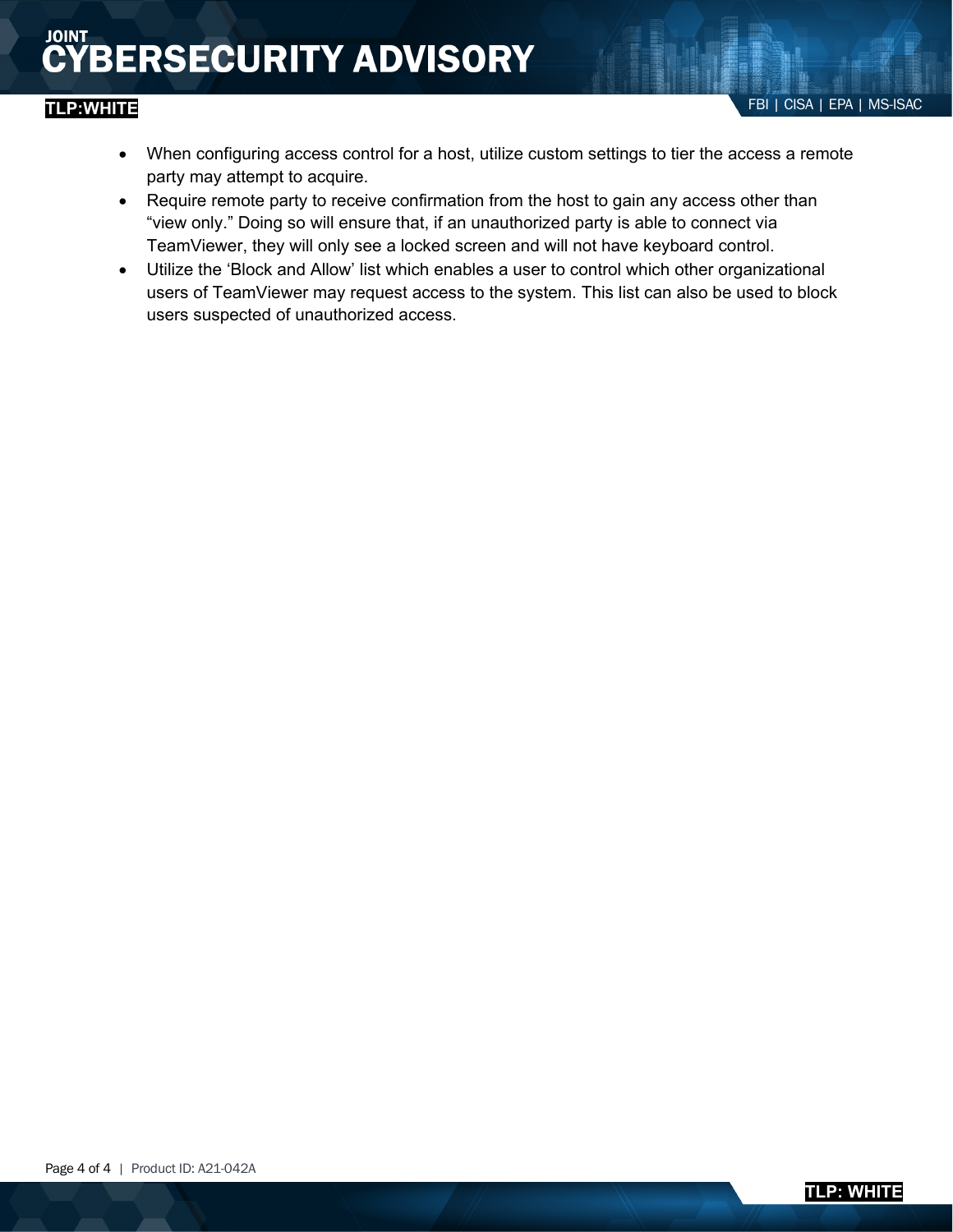- When configuring access control for a host, utilize custom settings to tier the access a remote party may attempt to acquire.
- Require remote party to receive confirmation from the host to gain any access other than “view only.” Doing so will ensure that, if an unauthorized party is able to connect via TeamViewer, they will only see a locked screen and will not have keyboard control.
- Utilize the ‘Block and Allow’ list which enables a user to control which other organizational users of TeamViewer may request access to the system. This list can also be used to block users suspected of unauthorized access.